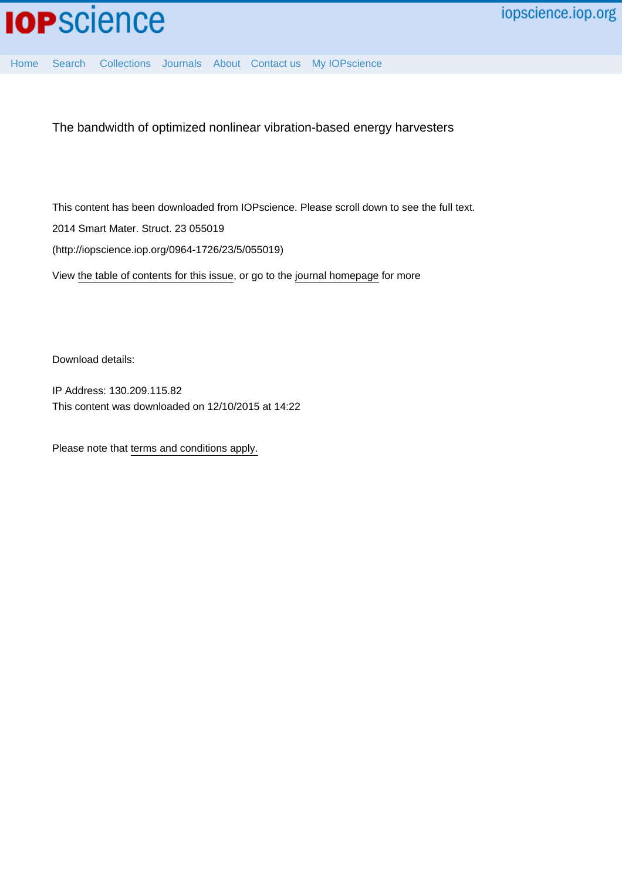# The bandwidth of optimized nonlinear vibration-based energy harvesters

This content has been downloaded from IOPscience. Please scroll down to see the full text.

2014 Smart Mater. Struct. 23 055019

(http://iopscience.iop.org/0964-1726/23/5/055019)

View the table of contents for this issue, or go to the journal homepage for more

Download details:

IP Address: 130.209.115.82

This content was downloaded on 12/10/2015 at 14:22

Please note that terms and conditions apply.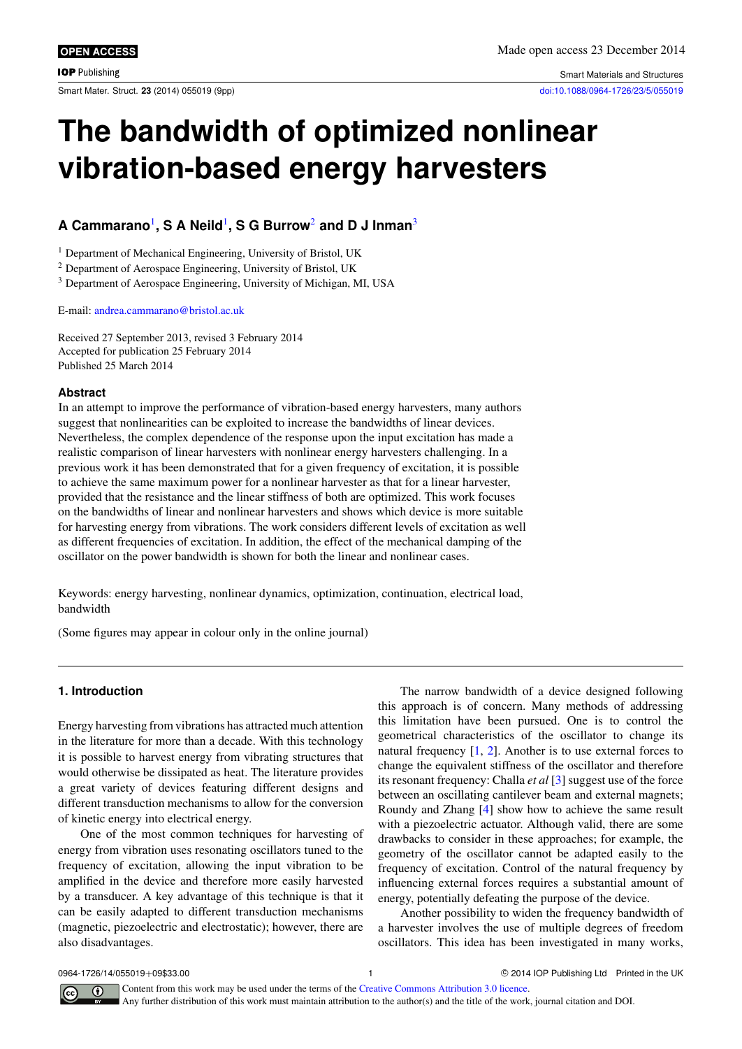# The bandwidth of optimized nonlinear vibration-based energy harvesters

**A Cammarano[1], S A Neild[1], S G Burrow[2] and D J Inman[3]**

[1] Department of Mechanical Engineering, University of Bristol, UK
[2] Department of Aerospace Engineering, University of Bristol, UK
[3] Department of Aerospace Engineering, University of Michigan, MI, USA

E-mail: andrea.cammarano@bristol.ac.uk

Received 27 September 2013, revised 3 February 2014
Accepted for publication 25 February 2014
Published 25 March 2014

### Abstract

In an attempt to improve the performance of vibration-based energy harvesters, many authors suggest that nonlinearities can be exploited to increase the bandwidths of linear devices. Nevertheless, the complex dependence of the response upon the input excitation has made a realistic comparison of linear harvesters with nonlinear energy harvesters challenging. In a previous work it has been demonstrated that for a given frequency of excitation, it is possible to achieve the same maximum power for a nonlinear harvester as that for a linear harvester, provided that the resistance and the linear stiffness of both are optimized. This work focuses on the bandwidths of linear and nonlinear harvesters and shows which device is more suitable for harvesting energy from vibrations. The work considers different levels of excitation as well as different frequencies of excitation. In addition, the effect of the mechanical damping of the oscillator on the power bandwidth is shown for both the linear and nonlinear cases.

Keywords: energy harvesting, nonlinear dynamics, optimization, continuation, electrical load, bandwidth

(Some figures may appear in colour only in the online journal)

## 1. Introduction

Energy harvesting from vibrations has attracted much attention in the literature for more than a decade. With this technology it is possible to harvest energy from vibrating structures that would otherwise be dissipated as heat. The literature provides a great variety of devices featuring different designs and different transduction mechanisms to allow for the conversion of kinetic energy into electrical energy.

One of the most common techniques for harvesting of energy from vibration uses resonating oscillators tuned to the frequency of excitation, allowing the input vibration to be amplified in the device and therefore more easily harvested by a transducer. A key advantage of this technique is that it can be easily adapted to different transduction mechanisms (magnetic, piezoelectric and electrostatic); however, there are also disadvantages.

The narrow bandwidth of a device designed following this approach is of concern. Many methods of addressing this limitation have been pursued. One is to control the geometrical characteristics of the oscillator to change its natural frequency [1, 2]. Another is to use external forces to change the equivalent stiffness of the oscillator and therefore its resonant frequency: Challa *et al* [3] suggest use of the force between an oscillating cantilever beam and external magnets; Roundy and Zhang [4] show how to achieve the same result with a piezoelectric actuator. Although valid, there are some drawbacks to consider in these approaches; for example, the geometry of the oscillator cannot be adapted easily to the frequency of excitation. Control of the natural frequency by influencing external forces requires a substantial amount of energy, potentially defeating the purpose of the device.

Another possibility to widen the frequency bandwidth of a harvester involves the use of multiple degrees of freedom oscillators. This idea has been investigated in many works,

Content from this work may be used under the terms of the Creative Commons Attribution 3.0 licence. Any further distribution of this work must maintain attribution to the author(s) and the title of the work, journal citation and DOI.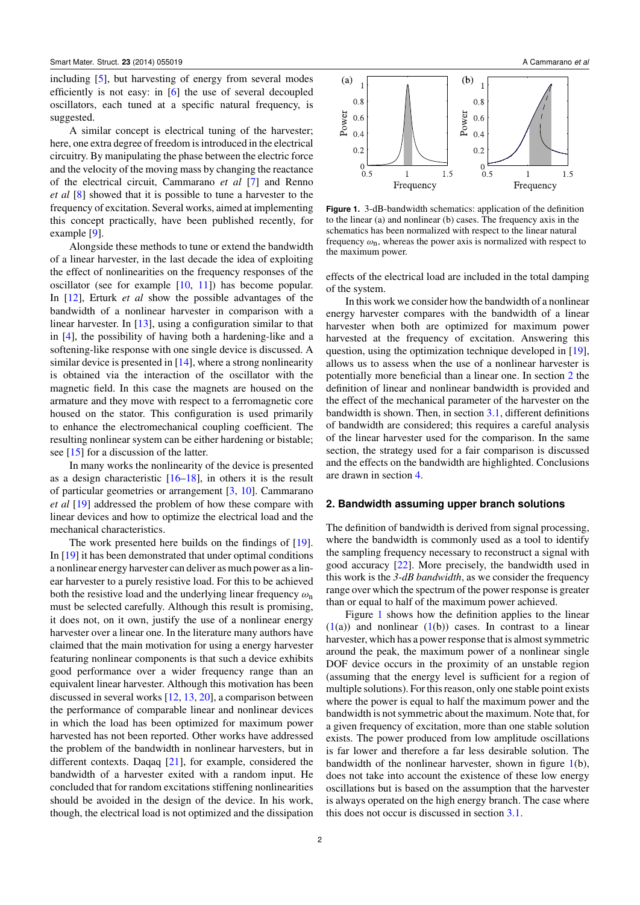including [5], but harvesting of energy from several modes efficiently is not easy: in [6] the use of several decoupled oscillators, each tuned at a specific natural frequency, is suggested.

A similar concept is electrical tuning of the harvester; here, one extra degree of freedom is introduced in the electrical circuitry. By manipulating the phase between the electric force and the velocity of the moving mass by changing the reactance of the electrical circuit, Cammarano *et al* [7] and Renno *et al* [8] showed that it is possible to tune a harvester to the frequency of excitation. Several works, aimed at implementing this concept practically, have been published recently, for example [9].

Alongside these methods to tune or extend the bandwidth of a linear harvester, in the last decade the idea of exploiting the effect of nonlinearities on the frequency responses of the oscillator (see for example [10, 11]) has become popular. In [12], Erturk *et al* show the possible advantages of the bandwidth of a nonlinear harvester in comparison with a linear harvester. In [13], using a configuration similar to that in [4], the possibility of having both a hardening-like and a softening-like response with one single device is discussed. A similar device is presented in [14], where a strong nonlinearity is obtained via the interaction of the oscillator with the magnetic field. In this case the magnets are housed on the armature and they move with respect to a ferromagnetic core housed on the stator. This configuration is used primarily to enhance the electromechanical coupling coefficient. The resulting nonlinear system can be either hardening or bistable; see [15] for a discussion of the latter.

In many works the nonlinearity of the device is presented as a design characteristic [16–18], in others it is the result of particular geometries or arrangement [3, 10]. Cammarano *et al* [19] addressed the problem of how these compare with linear devices and how to optimize the electrical load and the mechanical characteristics.

The work presented here builds on the findings of [19]. In [19] it has been demonstrated that under optimal conditions a nonlinear energy harvester can deliver as much power as a linear harvester to a purely resistive load. For this to be achieved both the resistive load and the underlying linear frequency $\omega_n$ must be selected carefully. Although this result is promising, it does not, on it own, justify the use of a nonlinear energy harvester over a linear one. In the literature many authors have claimed that the main motivation for using a energy harvester featuring nonlinear components is that such a device exhibits good performance over a wider frequency range than an equivalent linear harvester. Although this motivation has been discussed in several works [12, 13, 20], a comparison between the performance of comparable linear and nonlinear devices in which the load has been optimized for maximum power harvested has not been reported. Other works have addressed the problem of the bandwidth in nonlinear harvesters, but in different contexts. Daqaq [21], for example, considered the bandwidth of a harvester exited with a random input. He concluded that for random excitations stiffening nonlinearities should be avoided in the design of the device. In his work, though, the electrical load is not optimized and the dissipation effects of the electrical load are included in the total damping of the system.

(a)
Power
1
0.8
0.6
0.4
0.2
0
0.5 1 1.5
Frequency

(b)
Power
1
0.8
0.6
0.4
0.2
0
0.5 1 1.5
Frequency

**Figure 1.** 3-dB-bandwidth schematics: application of the definition to the linear (a) and nonlinear (b) cases. The frequency axis in the schematics has been normalized with respect to the linear natural frequency $\omega_n$, whereas the power axis is normalized with respect to the maximum power.

In this work we consider how the bandwidth of a nonlinear energy harvester compares with the bandwidth of a linear harvester when both are optimized for maximum power harvested at the frequency of excitation. Answering this question, using the optimization technique developed in [19], allows us to assess when the use of a nonlinear harvester is potentially more beneficial than a linear one. In section 2 the definition of linear and nonlinear bandwidth is provided and the effect of the mechanical parameter of the harvester on the bandwidth is shown. Then, in section 3.1, different definitions of bandwidth are considered; this requires a careful analysis of the linear harvester used for the comparison. In the same section, the strategy used for a fair comparison is discussed and the effects on the bandwidth are highlighted. Conclusions are drawn in section 4.

## 2. Bandwidth assuming upper branch solutions

The definition of bandwidth is derived from signal processing, where the bandwidth is commonly used as a tool to identify the sampling frequency necessary to reconstruct a signal with good accuracy [22]. More precisely, the bandwidth used in this work is the *3-dB bandwidth*, as we consider the frequency range over which the spectrum of the power response is greater than or equal to half of the maximum power achieved.

Figure 1 shows how the definition applies to the linear (1(a)) and nonlinear (1(b)) cases. In contrast to a linear harvester, which has a power response that is almost symmetric around the peak, the maximum power of a nonlinear single DOF device occurs in the proximity of an unstable region (assuming that the energy level is sufficient for a region of multiple solutions). For this reason, only one stable point exists where the power is equal to half the maximum power and the bandwidth is not symmetric about the maximum. Note that, for a given frequency of excitation, more than one stable solution exists. The power produced from low amplitude oscillations is far lower and therefore a far less desirable solution. The bandwidth of the nonlinear harvester, shown in figure 1(b), does not take into account the existence of these low energy oscillations but is based on the assumption that the harvester is always operated on the high energy branch. The case where this does not occur is discussed in section 3.1.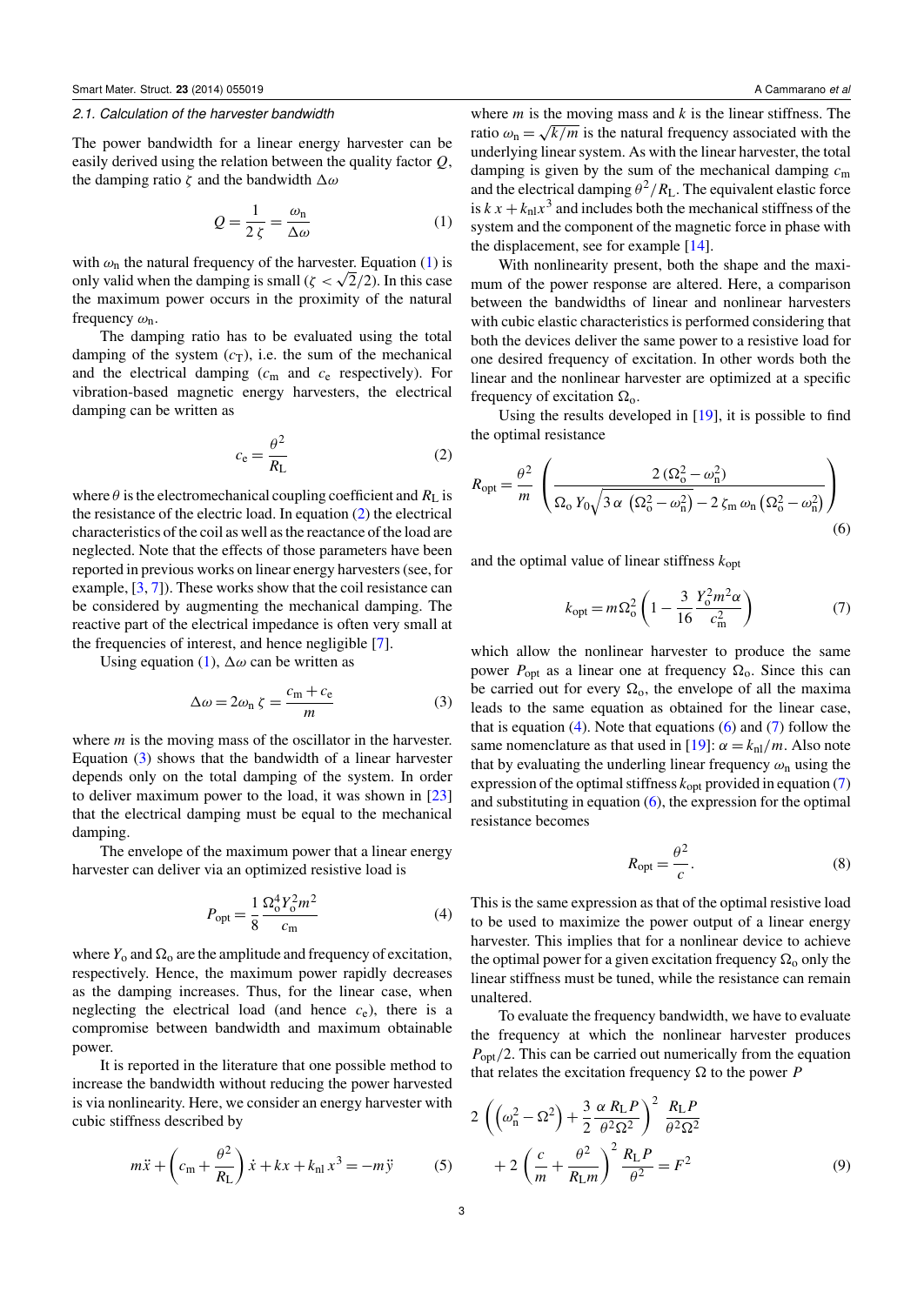### 2.1. Calculation of the harvester bandwidth

The power bandwidth for a linear energy harvester can be easily derived using the relation between the quality factor $Q$, the damping ratio $\zeta$ and the bandwidth $\Delta\omega$

$$Q = \frac{1}{2\,\zeta} = \frac{\omega_{\mathrm{n}}}{\Delta\omega} \tag{1}$$

with $\omega_{\mathrm{n}}$ the natural frequency of the harvester. Equation (1) is only valid when the damping is small ($\zeta < \sqrt{2}/2$). In this case the maximum power occurs in the proximity of the natural frequency $\omega_{\mathrm{n}}$.

The damping ratio has to be evaluated using the total damping of the system ($c_{\mathrm{T}}$), i.e. the sum of the mechanical and the electrical damping ($c_{\mathrm{m}}$ and $c_{\mathrm{e}}$ respectively). For vibration-based magnetic energy harvesters, the electrical damping can be written as

$$c_{\mathrm{e}} = \frac{\theta^2}{R_{\mathrm{L}}} \tag{2}$$

where $\theta$ is the electromechanical coupling coefficient and $R_{\mathrm{L}}$ is the resistance of the electric load. In equation (2) the electrical characteristics of the coil as well as the reactance of the load are neglected. Note that the effects of those parameters have been reported in previous works on linear energy harvesters (see, for example, [3, 7]). These works show that the coil resistance can be considered by augmenting the mechanical damping. The reactive part of the electrical impedance is often very small at the frequencies of interest, and hence negligible [7].

Using equation (1), $\Delta\omega$ can be written as

$$\Delta\omega = 2\omega_{\mathrm{n}}\,\zeta = \frac{c_{\mathrm{m}} + c_{\mathrm{e}}}{m} \tag{3}$$

where $m$ is the moving mass of the oscillator in the harvester. Equation (3) shows that the bandwidth of a linear harvester depends only on the total damping of the system. In order to deliver maximum power to the load, it was shown in [23] that the electrical damping must be equal to the mechanical damping.

The envelope of the maximum power that a linear energy harvester can deliver via an optimized resistive load is

$$P_{\mathrm{opt}} = \frac{1}{8}\frac{\Omega_{\mathrm{o}}^4 Y_{\mathrm{o}}^2 m^2}{c_{\mathrm{m}}} \tag{4}$$

where $Y_{\mathrm{o}}$ and $\Omega_{\mathrm{o}}$ are the amplitude and frequency of excitation, respectively. Hence, the maximum power rapidly decreases as the damping increases. Thus, for the linear case, when neglecting the electrical load (and hence $c_{\mathrm{e}}$), there is a compromise between bandwidth and maximum obtainable power.

It is reported in the literature that one possible method to increase the bandwidth without reducing the power harvested is via nonlinearity. Here, we consider an energy harvester with cubic stiffness described by

$$m\ddot{x} + \left(c_{\mathrm{m}} + \frac{\theta^2}{R_{\mathrm{L}}}\right)\dot{x} + kx + k_{\mathrm{nl}}\,x^3 = -m\ddot{y} \tag{5}$$

where $m$ is the moving mass and $k$ is the linear stiffness. The ratio $\omega_{\mathrm{n}} = \sqrt{k/m}$ is the natural frequency associated with the underlying linear system. As with the linear harvester, the total damping is given by the sum of the mechanical damping $c_{\mathrm{m}}$ and the electrical damping $\theta^2/R_{\mathrm{L}}$. The equivalent elastic force is $k\,x + k_{\mathrm{nl}}x^3$ and includes both the mechanical stiffness of the system and the component of the magnetic force in phase with the displacement, see for example [14].

With nonlinearity present, both the shape and the maximum of the power response are altered. Here, a comparison between the bandwidths of linear and nonlinear harvesters with cubic elastic characteristics is performed considering that both the devices deliver the same power to a resistive load for one desired frequency of excitation. In other words both the linear and the nonlinear harvester are optimized at a specific frequency of excitation $\Omega_{\mathrm{o}}$.

Using the results developed in [19], it is possible to find the optimal resistance

$$R_{\mathrm{opt}} = \frac{\theta^2}{m}\left(\frac{2\,(\Omega_{\mathrm{o}}^2 - \omega_{\mathrm{n}}^2)}{\Omega_{\mathrm{o}}\,Y_0\sqrt{3\,\alpha\,\left(\Omega_{\mathrm{o}}^2 - \omega_{\mathrm{n}}^2\right)} - 2\,\zeta_{\mathrm{m}}\,\omega_{\mathrm{n}}\left(\Omega_{\mathrm{o}}^2 - \omega_{\mathrm{n}}^2\right)}\right) \tag{6}$$

and the optimal value of linear stiffness $k_{\mathrm{opt}}$

$$k_{\mathrm{opt}} = m\Omega_{\mathrm{o}}^2\left(1 - \frac{3}{16}\frac{Y_{\mathrm{o}}^2 m^2 \alpha}{c_{\mathrm{m}}^2}\right) \tag{7}$$

which allow the nonlinear harvester to produce the same power $P_{\mathrm{opt}}$ as a linear one at frequency $\Omega_{\mathrm{o}}$. Since this can be carried out for every $\Omega_{\mathrm{o}}$, the envelope of all the maxima leads to the same equation as obtained for the linear case, that is equation (4). Note that equations (6) and (7) follow the same nomenclature as that used in [19]: $\alpha = k_{\mathrm{nl}}/m$. Also note that by evaluating the underlying linear frequency $\omega_{\mathrm{n}}$ using the expression of the optimal stiffness $k_{\mathrm{opt}}$ provided in equation (7) and substituting in equation (6), the expression for the optimal resistance becomes

$$R_{\mathrm{opt}} = \frac{\theta^2}{c}. \tag{8}$$

This is the same expression as that of the optimal resistive load to be used to maximize the power output of a linear energy harvester. This implies that for a nonlinear device to achieve the optimal power for a given excitation frequency $\Omega_{\mathrm{o}}$ only the linear stiffness must be tuned, while the resistance can remain unaltered.

To evaluate the frequency bandwidth, we have to evaluate the frequency at which the nonlinear harvester produces $P_{\mathrm{opt}}/2$. This can be carried out numerically from the equation that relates the excitation frequency $\Omega$ to the power $P$

$$2\left(\left(\omega_{\mathrm{n}}^2 - \Omega^2\right) + \frac{3}{2}\frac{\alpha\,R_{\mathrm{L}}\,P}{\theta^2\Omega^2}\right)^2 \frac{R_{\mathrm{L}}\,P}{\theta^2\Omega^2} + 2\left(\frac{c}{m} + \frac{\theta^2}{R_{\mathrm{L}}m}\right)^2 \frac{R_{\mathrm{L}}\,P}{\theta^2} = F^2 \tag{9}$$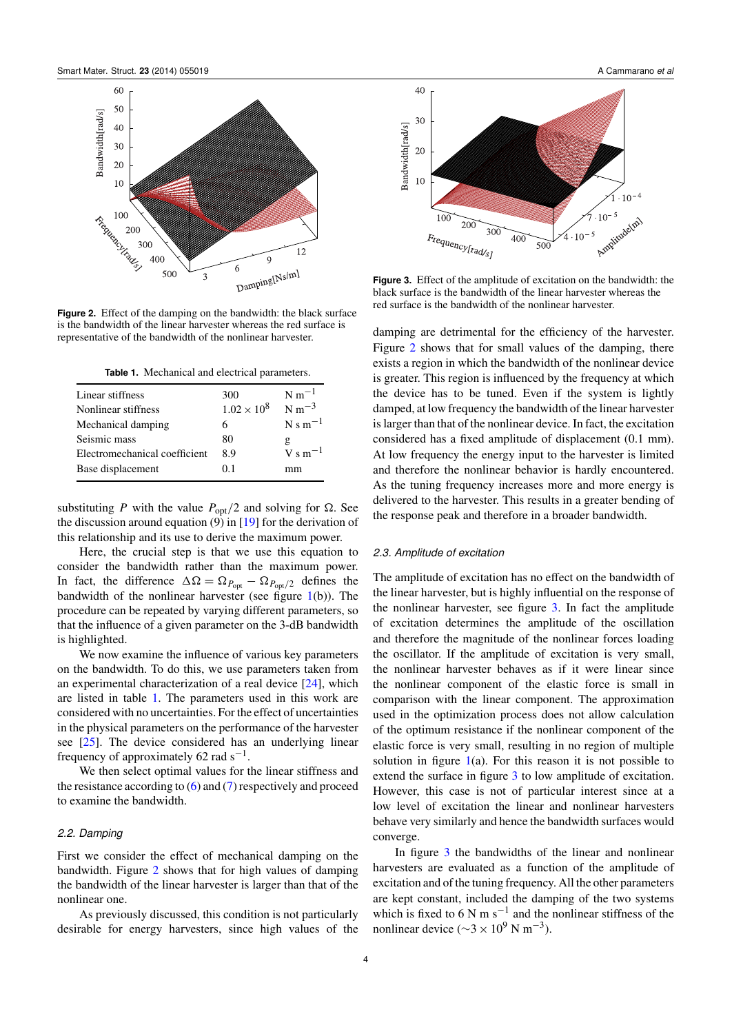Bandwidth[rad/s]

60
50
40
30
20
10

100
200
300
400
500

Frequency[rad/s]

3
6
9
12

Damping[Ns/m]

**Figure 2.** Effect of the damping on the bandwidth: the black surface is the bandwidth of the linear harvester whereas the red surface is representative of the bandwidth of the nonlinear harvester.

Bandwidth[rad/s]

40
30
20
10

100
200
300
400
500

Frequency[rad/s]

$1 \cdot 10^{-4}$
$7 \cdot 10^{-5}$
$4 \cdot 10^{-5}$

Amplitude[m]

**Figure 3.** Effect of the amplitude of excitation on the bandwidth: the black surface is the bandwidth of the linear harvester whereas the red surface is the bandwidth of the nonlinear harvester.

**Table 1.** Mechanical and electrical parameters.

| | | |
|---|---|---|
| Linear stiffness | 300 | N m$^{-1}$ |
| Nonlinear stiffness | $1.02 \times 10^8$ | N m$^{-3}$ |
| Mechanical damping | 6 | N s m$^{-1}$ |
| Seismic mass | 80 | g |
| Electromechanical coefficient | 8.9 | V s m$^{-1}$ |
| Base displacement | 0.1 | mm |

substituting $P$ with the value $P_{\text{opt}}/2$ and solving for $\Omega$. See the discussion around equation (9) in [19] for the derivation of this relationship and its use to derive the maximum power.

Here, the crucial step is that we use this equation to consider the bandwidth rather than the maximum power. In fact, the difference $\Delta\Omega = \Omega_{P_{\text{opt}}} - \Omega_{P_{\text{opt}}/2}$ defines the bandwidth of the nonlinear harvester (see figure 1(b)). The procedure can be repeated by varying different parameters, so that the influence of a given parameter on the 3-dB bandwidth is highlighted.

We now examine the influence of various key parameters on the bandwidth. To do this, we use parameters taken from an experimental characterization of a real device [24], which are listed in table 1. The parameters used in this work are considered with no uncertainties. For the effect of uncertainties in the physical parameters on the performance of the harvester see [25]. The device considered has an underlying linear frequency of approximately 62 rad s$^{-1}$.

We then select optimal values for the linear stiffness and the resistance according to (6) and (7) respectively and proceed to examine the bandwidth.

### 2.2. Damping

First we consider the effect of mechanical damping on the bandwidth. Figure 2 shows that for high values of damping the bandwidth of the linear harvester is larger than that of the nonlinear one.

As previously discussed, this condition is not particularly desirable for energy harvesters, since high values of the damping are detrimental for the efficiency of the harvester. Figure 2 shows that for small values of the damping, there exists a region in which the bandwidth of the nonlinear device is greater. This region is influenced by the frequency at which the device has to be tuned. Even if the system is lightly damped, at low frequency the bandwidth of the linear harvester is larger than that of the nonlinear device. In fact, the excitation considered has a fixed amplitude of displacement (0.1 mm). At low frequency the energy input to the harvester is limited and therefore the nonlinear behavior is hardly encountered. As the tuning frequency increases more and more energy is delivered to the harvester. This results in a greater bending of the response peak and therefore in a broader bandwidth.

### 2.3. Amplitude of excitation

The amplitude of excitation has no effect on the bandwidth of the linear harvester, but is highly influential on the response of the nonlinear harvester, see figure 3. In fact the amplitude of excitation determines the amplitude of the oscillation and therefore the magnitude of the nonlinear forces loading the oscillator. If the amplitude of excitation is very small, the nonlinear harvester behaves as if it were linear since the nonlinear component of the elastic force is small in comparison with the linear component. The approximation used in the optimization process does not allow calculation of the optimum resistance if the nonlinear component of the elastic force is very small, resulting in no region of multiple solution in figure 1(a). For this reason it is not possible to extend the surface in figure 3 to low amplitude of excitation. However, this case is not of particular interest since at a low level of excitation the linear and nonlinear harvesters behave very similarly and hence the bandwidth surfaces would converge.

In figure 3 the bandwidths of the linear and nonlinear harvesters are evaluated as a function of the amplitude of excitation and of the tuning frequency. All the other parameters are kept constant, included the damping of the two systems which is fixed to 6 N m s$^{-1}$ and the nonlinear stiffness of the nonlinear device ($\sim 3 \times 10^9$ N m$^{-3}$).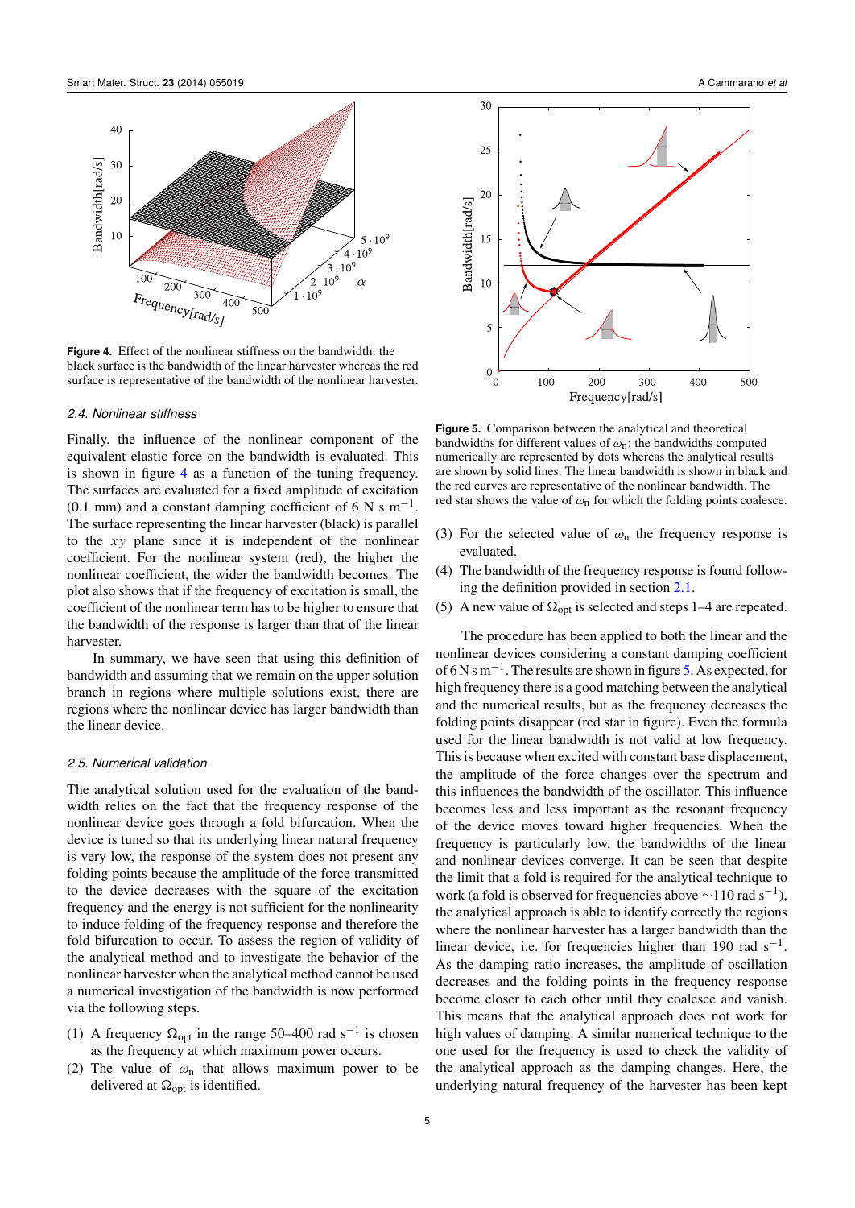Bandwidth[rad/s]

40

30

20

10

100

200

300

400

500

Frequency[rad/s]

$1 \cdot 10^9$

$2 \cdot 10^9$

$3 \cdot 10^9$

$4 \cdot 10^9$

$5 \cdot 10^9$

$\alpha$

**Figure 4.** Effect of the nonlinear stiffness on the bandwidth: the black surface is the bandwidth of the linear harvester whereas the red surface is representative of the bandwidth of the nonlinear harvester.

### 2.4. Nonlinear stiffness

Finally, the influence of the nonlinear component of the equivalent elastic force on the bandwidth is evaluated. This is shown in figure 4 as a function of the tuning frequency. The surfaces are evaluated for a fixed amplitude of excitation (0.1 mm) and a constant damping coefficient of 6 N s $\text{m}^{-1}$. The surface representing the linear harvester (black) is parallel to the $xy$ plane since it is independent of the nonlinear coefficient. For the nonlinear system (red), the higher the nonlinear coefficient, the wider the bandwidth becomes. The plot also shows that if the frequency of excitation is small, the coefficient of the nonlinear term has to be higher to ensure that the bandwidth of the response is larger than that of the linear harvester.

In summary, we have seen that using this definition of bandwidth and assuming that we remain on the upper solution branch in regions where multiple solutions exist, there are regions where the nonlinear device has larger bandwidth than the linear device.

### 2.5. Numerical validation

The analytical solution used for the evaluation of the bandwidth relies on the fact that the frequency response of the nonlinear device goes through a fold bifurcation. When the device is tuned so that its underlying linear natural frequency is very low, the response of the system does not present any folding points because the amplitude of the force transmitted to the device decreases with the square of the excitation frequency and the energy is not sufficient for the nonlinearity to induce folding of the frequency response and therefore the fold bifurcation to occur. To assess the region of validity of the analytical method and to investigate the behavior of the nonlinear harvester when the analytical method cannot be used a numerical investigation of the bandwidth is now performed via the following steps.

1. A frequency $\Omega_{\text{opt}}$ in the range 50–400 rad $\text{s}^{-1}$ is chosen as the frequency at which maximum power occurs.
2. The value of $\omega_\text{n}$ that allows maximum power to be delivered at $\Omega_{\text{opt}}$ is identified.

Bandwidth[rad/s]

0

5

10

15

20

25

30

0

100

200

300

400

500

Frequency[rad/s]

**Figure 5.** Comparison between the analytical and theoretical bandwidths for different values of $\omega_\text{n}$: the bandwidths computed numerically are represented by dots whereas the analytical results are shown by solid lines. The linear bandwidth is shown in black and the red curves are representative of the nonlinear bandwidth. The red star shows the value of $\omega_\text{n}$ for which the folding points coalesce.

3. For the selected value of $\omega_\text{n}$ the frequency response is evaluated.
4. The bandwidth of the frequency response is found following the definition provided in section 2.1.
5. A new value of $\Omega_{\text{opt}}$ is selected and steps 1–4 are repeated.

The procedure has been applied to both the linear and the nonlinear devices considering a constant damping coefficient of 6 N s $\text{m}^{-1}$. The results are shown in figure 5. As expected, for high frequency there is a good matching between the analytical and the numerical results, but as the frequency decreases the folding points disappear (red star in figure). Even the formula used for the linear bandwidth is not valid at low frequency. This is because when excited with constant base displacement, the amplitude of the force changes over the spectrum and this influences the bandwidth of the oscillator. This influence becomes less and less important as the resonant frequency of the device moves toward higher frequencies. When the frequency is particularly low, the bandwidths of the linear and nonlinear devices converge. It can be seen that despite the limit that a fold is required for the analytical technique to work (a fold is observed for frequencies above ~110 rad $\text{s}^{-1}$), the analytical approach is able to identify correctly the regions where the nonlinear harvester has a larger bandwidth than the linear device, i.e. for frequencies higher than 190 rad $\text{s}^{-1}$. As the damping ratio increases, the amplitude of oscillation decreases and the folding points in the frequency response become closer to each other until they coalesce and vanish. This means that the analytical approach does not work for high values of damping. A similar numerical technique to the one used for the frequency is used to check the validity of the analytical approach as the damping changes. Here, the underlying natural frequency of the harvester has been kept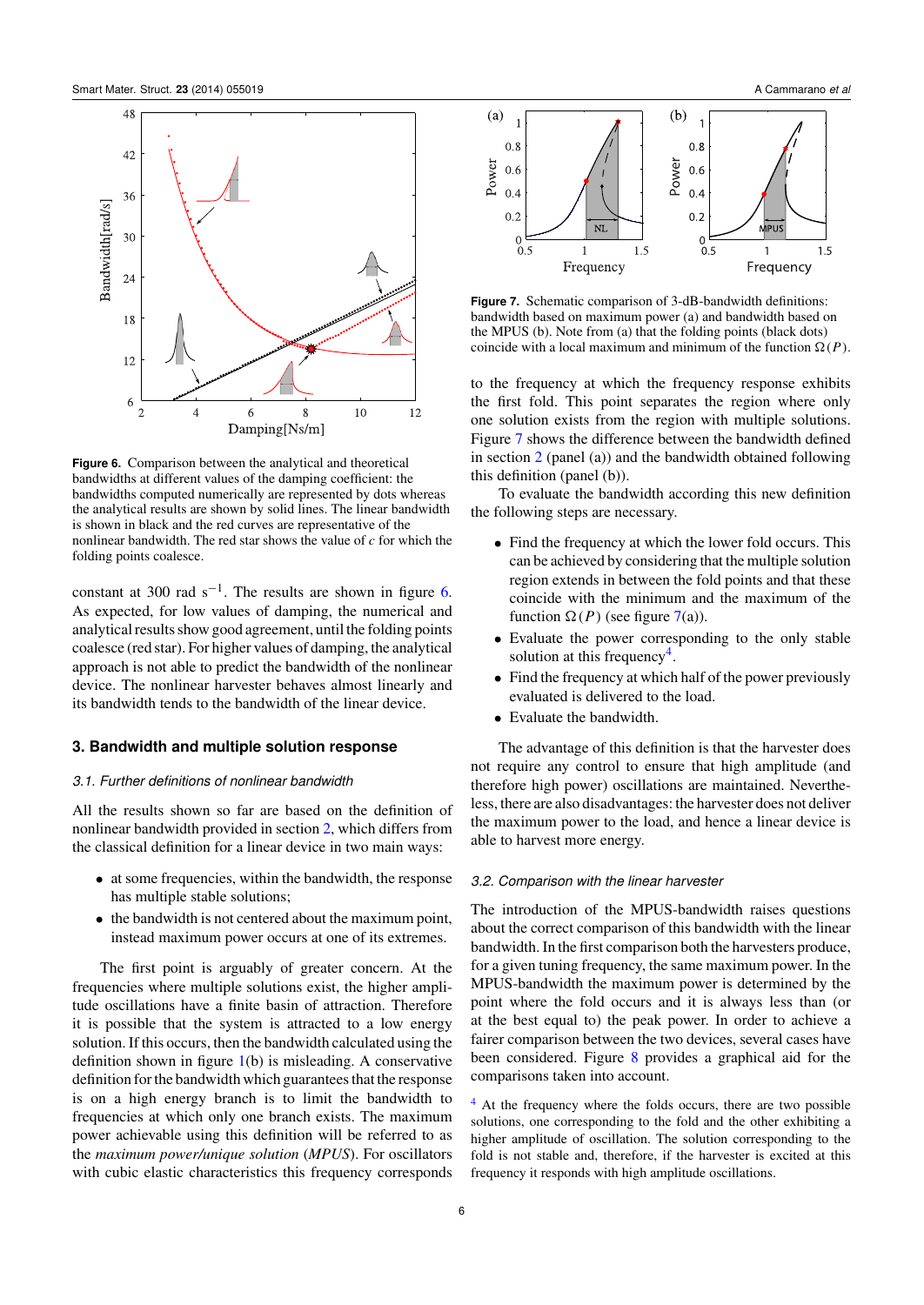Bandwidth[rad/s]

48
42
36
30
24
18
12
6

2 4 6 8 10 12

Damping[Ns/m]

**Figure 6.** Comparison between the analytical and theoretical bandwidths at different values of the damping coefficient: the bandwidths computed numerically are represented by dots whereas the analytical results are shown by solid lines. The linear bandwidth is shown in black and the red curves are representative of the nonlinear bandwidth. The red star shows the value of $c$ for which the folding points coalesce.

constant at 300 rad $s^{-1}$. The results are shown in figure 6. As expected, for low values of damping, the numerical and analytical results show good agreement, until the folding points coalesce (red star). For higher values of damping, the analytical approach is not able to predict the bandwidth of the nonlinear device. The nonlinear harvester behaves almost linearly and its bandwidth tends to the bandwidth of the linear device.

## 3. Bandwidth and multiple solution response

### 3.1. Further definitions of nonlinear bandwidth

All the results shown so far are based on the definition of nonlinear bandwidth provided in section 2, which differs from the classical definition for a linear device in two main ways:

- at some frequencies, within the bandwidth, the response has multiple stable solutions;
- the bandwidth is not centered about the maximum point, instead maximum power occurs at one of its extremes.

The first point is arguably of greater concern. At the frequencies where multiple solutions exist, the higher amplitude oscillations have a finite basin of attraction. Therefore it is possible that the system is attracted to a low energy solution. If this occurs, then the bandwidth calculated using the definition shown in figure 1(b) is misleading. A conservative definition for the bandwidth which guarantees that the response is on a high energy branch is to limit the bandwidth to frequencies at which only one branch exists. The maximum power achievable using this definition will be referred to as the *maximum power/unique solution* (*MPUS*). For oscillators with cubic elastic characteristics this frequency corresponds

(a) Power 1 0.8 0.6 0.4 0.2 0 0.5 1 1.5 Frequency NL

(b) Power 1 0.8 0.6 0.4 0.2 0 0.5 1 1.5 Frequency MPUS

**Figure 7.** Schematic comparison of 3-dB-bandwidth definitions: bandwidth based on maximum power (a) and bandwidth based on the MPUS (b). Note from (a) that the folding points (black dots) coincide with a local maximum and minimum of the function $\Omega(P)$.

to the frequency at which the frequency response exhibits the first fold. This point separates the region where only one solution exists from the region with multiple solutions. Figure 7 shows the difference between the bandwidth defined in section 2 (panel (a)) and the bandwidth obtained following this definition (panel (b)).

To evaluate the bandwidth according this new definition the following steps are necessary.

- Find the frequency at which the lower fold occurs. This can be achieved by considering that the multiple solution region extends in between the fold points and that these coincide with the minimum and the maximum of the function $\Omega(P)$ (see figure 7(a)).
- Evaluate the power corresponding to the only stable solution at this frequency[4].
- Find the frequency at which half of the power previously evaluated is delivered to the load.
- Evaluate the bandwidth.

The advantage of this definition is that the harvester does not require any control to ensure that high amplitude (and therefore high power) oscillations are maintained. Nevertheless, there are also disadvantages: the harvester does not deliver the maximum power to the load, and hence a linear device is able to harvest more energy.

### 3.2. Comparison with the linear harvester

The introduction of the MPUS-bandwidth raises questions about the correct comparison of this bandwidth with the linear bandwidth. In the first comparison both the harvesters produce, for a given tuning frequency, the same maximum power. In the MPUS-bandwidth the maximum power is determined by the point where the fold occurs and it is always less than (or at the best equal to) the peak power. In order to achieve a fairer comparison between the two devices, several cases have been considered. Figure 8 provides a graphical aid for the comparisons taken into account.

[4] At the frequency where the folds occurs, there are two possible solutions, one corresponding to the fold and the other exhibiting a higher amplitude of oscillation. The solution corresponding to the fold is not stable and, therefore, if the harvester is excited at this frequency it responds with high amplitude oscillations.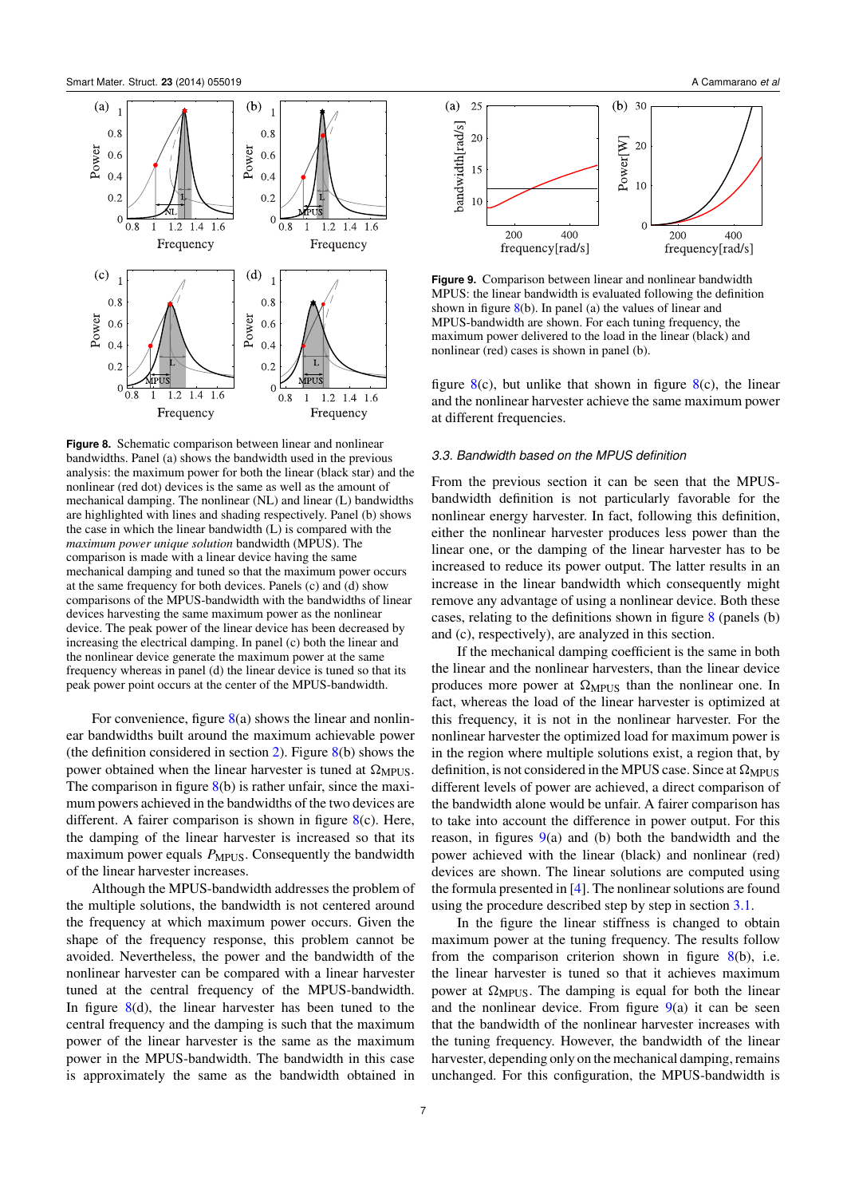(a)
1
0.8
0.6
0.4
0.2
0
Power
0.8 1 1.2 1.4 1.6
Frequency
NL
L

(b)
1
0.8
0.6
0.4
0.2
0
Power
0.8 1 1.2 1.4 1.6
Frequency
MPUS
L

(c)
1
0.8
0.6
0.4
0.2
0
Power
0.8 1 1.2 1.4 1.6
Frequency
MPUS
L

(d)
1
0.8
0.6
0.4
0.2
0
Power
0.8 1 1.2 1.4 1.6
Frequency
MPUS
L

**Figure 8.** Schematic comparison between linear and nonlinear bandwidths. Panel (a) shows the bandwidth used in the previous analysis: the maximum power for both the linear (black star) and the nonlinear (red dot) devices is the same as well as the amount of mechanical damping. The nonlinear (NL) and linear (L) bandwidths are highlighted with lines and shading respectively. Panel (b) shows the case in which the linear bandwidth (L) is compared with the *maximum power unique solution* bandwidth (MPUS). The comparison is made with a linear device having the same mechanical damping and tuned so that the maximum power occurs at the same frequency for both devices. Panels (c) and (d) show comparisons of the MPUS-bandwidth with the bandwidths of linear devices harvesting the same maximum power as the nonlinear device. The peak power of the linear device has been decreased by increasing the electrical damping. In panel (c) both the linear and the nonlinear device generate the maximum power at the same frequency whereas in panel (d) the linear device is tuned so that its peak power point occurs at the center of the MPUS-bandwidth.

For convenience, figure 8(a) shows the linear and nonlinear bandwidths built around the maximum achievable power (the definition considered in section 2). Figure 8(b) shows the power obtained when the linear harvester is tuned at $\Omega_{\mathrm{MPUS}}$. The comparison in figure 8(b) is rather unfair, since the maximum powers achieved in the bandwidths of the two devices are different. A fairer comparison is shown in figure 8(c). Here, the damping of the linear harvester is increased so that its maximum power equals $P_{\mathrm{MPUS}}$. Consequently the bandwidth of the linear harvester increases.

Although the MPUS-bandwidth addresses the problem of the multiple solutions, the bandwidth is not centered around the frequency at which maximum power occurs. Given the shape of the frequency response, this problem cannot be avoided. Nevertheless, the power and the bandwidth of the nonlinear harvester can be compared with a linear harvester tuned at the central frequency of the MPUS-bandwidth. In figure 8(d), the linear harvester has been tuned to the central frequency and the damping is such that the maximum power of the linear harvester is the same as the maximum power in the MPUS-bandwidth. The bandwidth in this case is approximately the same as the bandwidth obtained in figure 8(c), but unlike that shown in figure 8(c), the linear and the nonlinear harvester achieve the same maximum power at different frequencies.

(a)
25
20
15
10
bandwidth[rad/s]
200 400
frequency[rad/s]

(b)
30
20
10
0
Power[W]
200 400
frequency[rad/s]

**Figure 9.** Comparison between linear and nonlinear bandwidth MPUS: the linear bandwidth is evaluated following the definition shown in figure 8(b). In panel (a) the values of linear and MPUS-bandwidth are shown. For each tuning frequency, the maximum power delivered to the load in the linear (black) and nonlinear (red) cases is shown in panel (b).

### 3.3. Bandwidth based on the MPUS definition

From the previous section it can be seen that the MPUS-bandwidth definition is not particularly favorable for the nonlinear energy harvester. In fact, following this definition, either the nonlinear harvester produces less power than the linear one, or the damping of the linear harvester has to be increased to reduce its power output. The latter results in an increase in the linear bandwidth which consequently might remove any advantage of using a nonlinear device. Both these cases, relating to the definitions shown in figure 8 (panels (b) and (c), respectively), are analyzed in this section.

If the mechanical damping coefficient is the same in both the linear and the nonlinear harvesters, than the linear device produces more power at $\Omega_{\mathrm{MPUS}}$ than the nonlinear one. In fact, whereas the load of the linear harvester is optimized at this frequency, it is not in the nonlinear harvester. For the nonlinear harvester the optimized load for maximum power is in the region where multiple solutions exist, a region that, by definition, is not considered in the MPUS case. Since at $\Omega_{\mathrm{MPUS}}$ different levels of power are achieved, a direct comparison of the bandwidth alone would be unfair. A fairer comparison has to take into account the difference in power output. For this reason, in figures 9(a) and (b) both the bandwidth and the power achieved with the linear (black) and nonlinear (red) devices are shown. The linear solutions are computed using the formula presented in [4]. The nonlinear solutions are found using the procedure described step by step in section 3.1.

In the figure the linear stiffness is changed to obtain maximum power at the tuning frequency. The results follow from the comparison criterion shown in figure 8(b), i.e. the linear harvester is tuned so that it achieves maximum power at $\Omega_{\mathrm{MPUS}}$. The damping is equal for both the linear and the nonlinear device. From figure 9(a) it can be seen that the bandwidth of the nonlinear harvester increases with the tuning frequency. However, the bandwidth of the linear harvester, depending only on the mechanical damping, remains unchanged. For this configuration, the MPUS-bandwidth is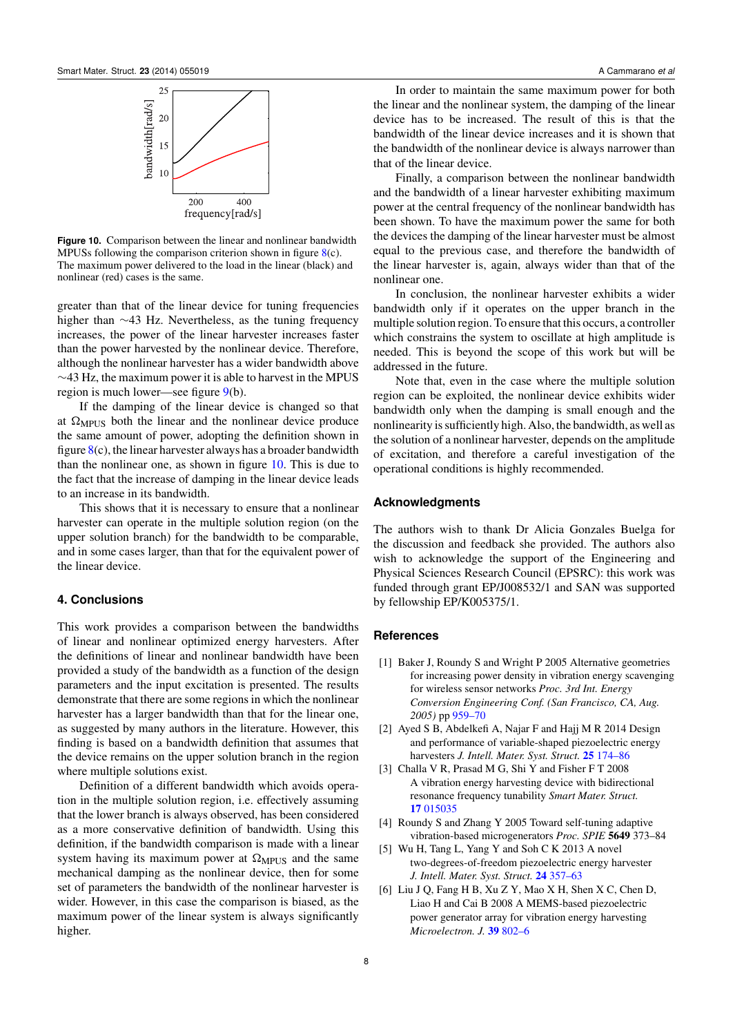25

20

15

10

bandwidth[rad/s]

200

400

frequency[rad/s]

**Figure 10.** Comparison between the linear and nonlinear bandwidth MPUSs following the comparison criterion shown in figure 8(c). The maximum power delivered to the load in the linear (black) and nonlinear (red) cases is the same.

greater than that of the linear device for tuning frequencies higher than ∼43 Hz. Nevertheless, as the tuning frequency increases, the power of the linear harvester increases faster than the power harvested by the nonlinear device. Therefore, although the nonlinear harvester has a wider bandwidth above ∼43 Hz, the maximum power it is able to harvest in the MPUS region is much lower—see figure 9(b).

If the damping of the linear device is changed so that at $\Omega_{MPUS}$ both the linear and the nonlinear device produce the same amount of power, adopting the definition shown in figure 8(c), the linear harvester always has a broader bandwidth than the nonlinear one, as shown in figure 10. This is due to the fact that the increase of damping in the linear device leads to an increase in its bandwidth.

This shows that it is necessary to ensure that a nonlinear harvester can operate in the multiple solution region (on the upper solution branch) for the bandwidth to be comparable, and in some cases larger, than that for the equivalent power of the linear device.

## 4. Conclusions

This work provides a comparison between the bandwidths of linear and nonlinear optimized energy harvesters. After the definitions of linear and nonlinear bandwidth have been provided a study of the bandwidth as a function of the design parameters and the input excitation is presented. The results demonstrate that there are some regions in which the nonlinear harvester has a larger bandwidth than that for the linear one, as suggested by many authors in the literature. However, this finding is based on a bandwidth definition that assumes that the device remains on the upper solution branch in the region where multiple solutions exist.

Definition of a different bandwidth which avoids operation in the multiple solution region, i.e. effectively assuming that the lower branch is always observed, has been considered as a more conservative definition of bandwidth. Using this definition, if the bandwidth comparison is made with a linear system having its maximum power at $\Omega_{MPUS}$ and the same mechanical damping as the nonlinear device, then for some set of parameters the bandwidth of the nonlinear harvester is wider. However, in this case the comparison is biased, as the maximum power of the linear system is always significantly higher.

In order to maintain the same maximum power for both the linear and the nonlinear system, the damping of the linear device has to be increased. The result of this is that the bandwidth of the linear device increases and it is shown that the bandwidth of the nonlinear device is always narrower than that of the linear device.

Finally, a comparison between the nonlinear bandwidth and the bandwidth of a linear harvester exhibiting maximum power at the central frequency of the nonlinear bandwidth has been shown. To have the maximum power the same for both the devices the damping of the linear harvester must be almost equal to the previous case, and therefore the bandwidth of the linear harvester is, again, always wider than that of the nonlinear one.

In conclusion, the nonlinear harvester exhibits a wider bandwidth only if it operates on the upper branch in the multiple solution region. To ensure that this occurs, a controller which constrains the system to oscillate at high amplitude is needed. This is beyond the scope of this work but will be addressed in the future.

Note that, even in the case where the multiple solution region can be exploited, the nonlinear device exhibits wider bandwidth only when the damping is small enough and the nonlinearity is sufficiently high. Also, the bandwidth, as well as the solution of a nonlinear harvester, depends on the amplitude of excitation, and therefore a careful investigation of the operational conditions is highly recommended.

## Acknowledgments

The authors wish to thank Dr Alicia Gonzales Buelga for the discussion and feedback she provided. The authors also wish to acknowledge the support of the Engineering and Physical Sciences Research Council (EPSRC): this work was funded through grant EP/J008532/1 and SAN was supported by fellowship EP/K005375/1.

## References

[1] Baker J, Roundy S and Wright P 2005 Alternative geometries for increasing power density in vibration energy scavenging for wireless sensor networks *Proc. 3rd Int. Energy Conversion Engineering Conf. (San Francisco, CA, Aug. 2005)* pp 959–70

[2] Ayed S B, Abdelkefi A, Najar F and Hajj M R 2014 Design and performance of variable-shaped piezoelectric energy harvesters *J. Intell. Mater. Syst. Struct.* **25** 174–86

[3] Challa V R, Prasad M G, Shi Y and Fisher F T 2008 A vibration energy harvesting device with bidirectional resonance frequency tunability *Smart Mater. Struct.* **17** 015035

[4] Roundy S and Zhang Y 2005 Toward self-tuning adaptive vibration-based microgenerators *Proc. SPIE* **5649** 373–84

[5] Wu H, Tang L, Yang Y and Soh C K 2013 A novel two-degrees-of-freedom piezoelectric energy harvester *J. Intell. Mater. Syst. Struct.* **24** 357–63

[6] Liu J Q, Fang H B, Xu Z Y, Mao X H, Shen X C, Chen D, Liao H and Cai B 2008 A MEMS-based piezoelectric power generator array for vibration energy harvesting *Microelectron. J.* **39** 802–6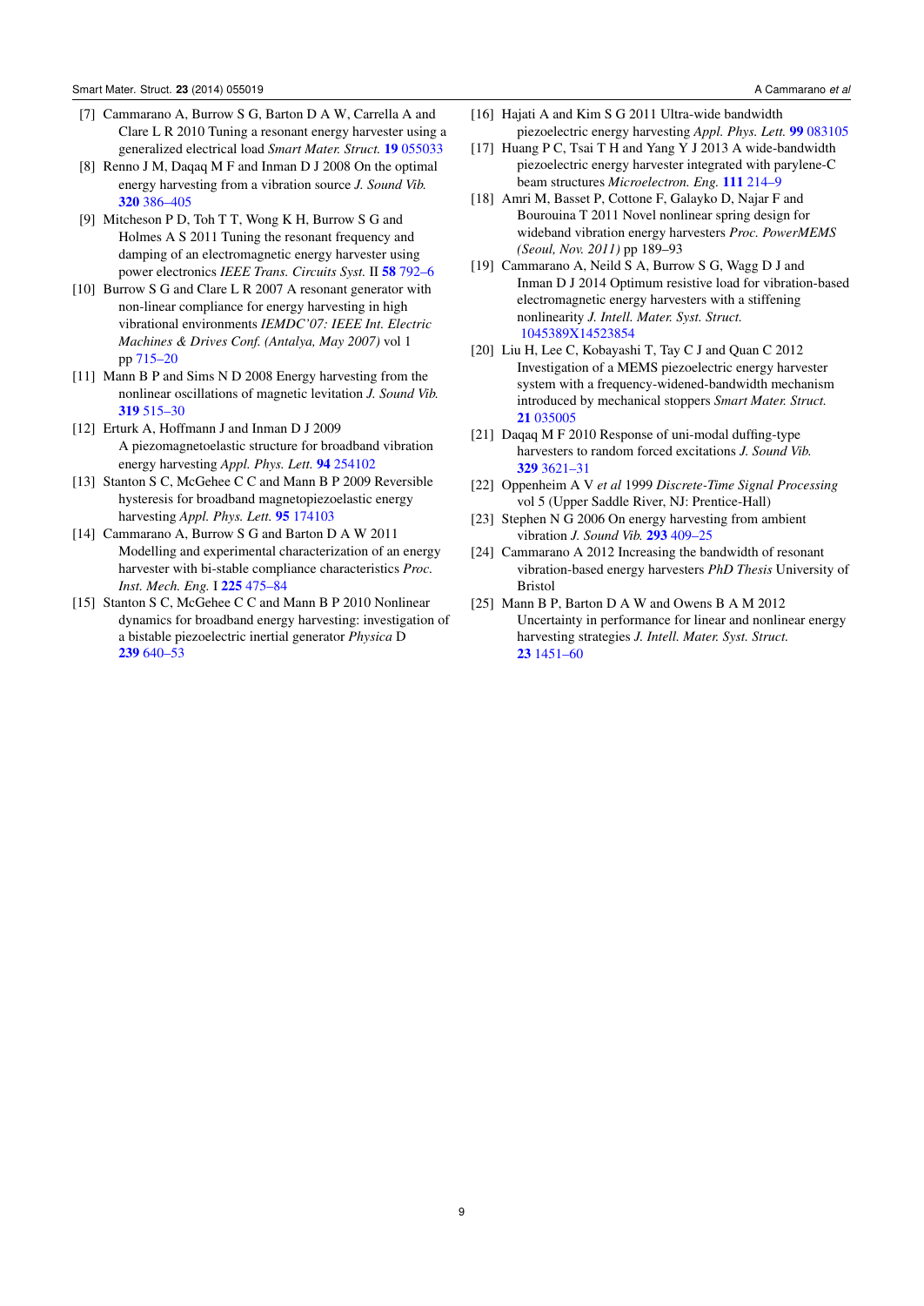[7] Cammarano A, Burrow S G, Barton D A W, Carrella A and Clare L R 2010 Tuning a resonant energy harvester using a generalized electrical load *Smart Mater. Struct.* **19** 055033

[8] Renno J M, Daqaq M F and Inman D J 2008 On the optimal energy harvesting from a vibration source *J. Sound Vib.* **320** 386–405

[9] Mitcheson P D, Toh T T, Wong K H, Burrow S G and Holmes A S 2011 Tuning the resonant frequency and damping of an electromagnetic energy harvester using power electronics *IEEE Trans. Circuits Syst.* II **58** 792–6

[10] Burrow S G and Clare L R 2007 A resonant generator with non-linear compliance for energy harvesting in high vibrational environments *IEMDC'07: IEEE Int. Electric Machines & Drives Conf. (Antalya, May 2007)* vol 1 pp 715–20

[11] Mann B P and Sims N D 2008 Energy harvesting from the nonlinear oscillations of magnetic levitation *J. Sound Vib.* **319** 515–30

[12] Erturk A, Hoffmann J and Inman D J 2009 A piezomagnetoelastic structure for broadband vibration energy harvesting *Appl. Phys. Lett.* **94** 254102

[13] Stanton S C, McGehee C C and Mann B P 2009 Reversible hysteresis for broadband magnetopiezoelastic energy harvesting *Appl. Phys. Lett.* **95** 174103

[14] Cammarano A, Burrow S G and Barton D A W 2011 Modelling and experimental characterization of an energy harvester with bi-stable compliance characteristics *Proc. Inst. Mech. Eng.* I **225** 475–84

[15] Stanton S C, McGehee C C and Mann B P 2010 Nonlinear dynamics for broadband energy harvesting: investigation of a bistable piezoelectric inertial generator *Physica* D **239** 640–53

[16] Hajati A and Kim S G 2011 Ultra-wide bandwidth piezoelectric energy harvesting *Appl. Phys. Lett.* **99** 083105

[17] Huang P C, Tsai T H and Yang Y J 2013 A wide-bandwidth piezoelectric energy harvester integrated with parylene-C beam structures *Microelectron. Eng.* **111** 214–9

[18] Amri M, Basset P, Cottone F, Galayko D, Najar F and Bourouina T 2011 Novel nonlinear spring design for wideband vibration energy harvesters *Proc. PowerMEMS (Seoul, Nov. 2011)* pp 189–93

[19] Cammarano A, Neild S A, Burrow S G, Wagg D J and Inman D J 2014 Optimum resistive load for vibration-based electromagnetic energy harvesters with a stiffening nonlinearity *J. Intell. Mater. Syst. Struct.* 1045389X14523854

[20] Liu H, Lee C, Kobayashi T, Tay C J and Quan C 2012 Investigation of a MEMS piezoelectric energy harvester system with a frequency-widened-bandwidth mechanism introduced by mechanical stoppers *Smart Mater. Struct.* **21** 035005

[21] Daqaq M F 2010 Response of uni-modal duffing-type harvesters to random forced excitations *J. Sound Vib.* **329** 3621–31

[22] Oppenheim A V *et al* 1999 *Discrete-Time Signal Processing* vol 5 (Upper Saddle River, NJ: Prentice-Hall)

[23] Stephen N G 2006 On energy harvesting from ambient vibration *J. Sound Vib.* **293** 409–25

[24] Cammarano A 2012 Increasing the bandwidth of resonant vibration-based energy harvesters *PhD Thesis* University of Bristol

[25] Mann B P, Barton D A W and Owens B A M 2012 Uncertainty in performance for linear and nonlinear energy harvesting strategies *J. Intell. Mater. Syst. Struct.* **23** 1451–60